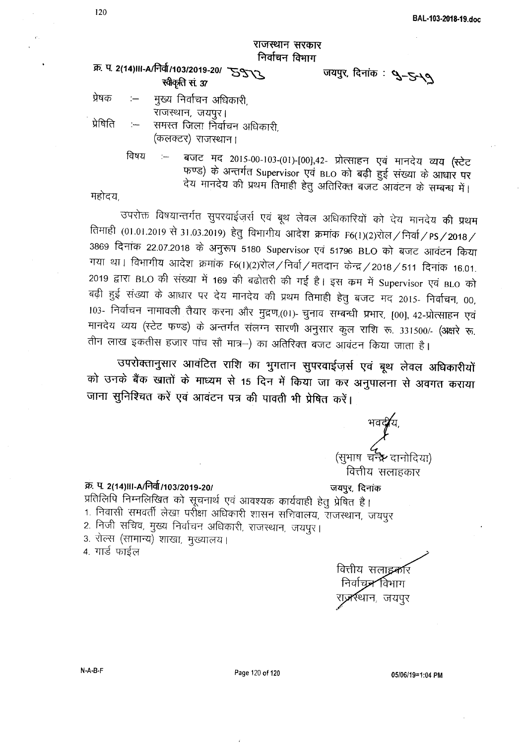राजस्थान सरकार
निर्वाचन विभाग

क्र. प. 2(14)III-A/निर्वा/103/2019-20/ 5913
स्वीकृति सं. 37

जयपुर, दिनांक : 9-5-19

प्रेषक :— मुख्य निर्वाचन अधिकारी,
राजस्थान, जयपुर।

प्रेषिति :— समस्त जिला निर्वाचन अधिकारी,
(कलक्टर) राजस्थान।

विषय :— बजट मद 2015-00-103-(01)-[00],42- प्रोत्साहन एवं मानदेय व्यय (स्टेट फण्ड) के अन्तर्गत Supervisor एवं BLO को बढ़ी हुई संख्या के आधार पर देय मानदेय की प्रथम तिमाही हेतु अतिरिक्त बजट आवंटन के सम्बन्ध में।

महोदय,

उपरोक्त विषयान्तर्गत सुपरवाईजर्स एवं बूथ लेवल अधिकारियों को देय मानदेय की प्रथम तिमाही (01.01.2019 से 31.03.2019) हेतु विभागीय आदेश क्रमांक F6(1)(2)रोल/निर्वा/PS/2018/3869 दिनांक 22.07.2018 के अनुरूप 5180 Supervisor एवं 51796 BLO को बजट आवंटन किया गया था। विभागीय आदेश क्रमांक F6(1)(2)रोल/निर्वा/मतदान केन्द्र/2018/511 दिनांक 16.01.2019 द्वारा BLO की संख्या में 169 की बढ़ोतरी की गई है। इस क्रम में Supervisor एवं BLO को बढ़ी हुई संख्या के आधार पर देय मानदेय की प्रथम तिमाही हेतु बजट मद 2015- निर्वाचन, 00, 103- निर्वाचन नामावली तैयार करना और मुद्रण,(01)- चुनाव सम्बन्धी प्रभार, [00], 42-प्रोत्साहन एवं मानदेय व्यय (स्टेट फण्ड) के अन्तर्गत संलग्न सारणी अनुसार कुल राशि रू. 331500/- (अक्षरे रू. तीन लाख इकतीस हजार पांच सौ मात्र–) का अतिरिक्त बजट आवंटन किया जाता है।

**उपरोक्तानुसार आवंटित राशि का भुगतान सुपरवाईज़र्स एवं बूथ लेवल अधिकारीयों को उनके बैंक खातों के माध्यम से 15 दिन में किया जा कर अनुपालना से अवगत कराया जाना सुनिश्चित करें एवं आवंटन पत्र की पावती भी प्रेषित करें।**

भवदीय,

(सुभाष चन्द्र दानोदिया)
वित्तीय सलाहकार

क्र. प. 2(14)III-A/निर्वा/103/2019-20/

जयपुर, दिनांक

प्रतिलिपि निम्नलिखित को सूचनार्थ एवं आवश्यक कार्यवाही हेतु प्रेषित है।

1. निवासी समवर्ती लेखा परीक्षा अधिकारी शासन सचिवालय, राजस्थान, जयपुर
2. निजी सचिव, मुख्य निर्वाचन अधिकारी, राजस्थान, जयपुर।
3. रोल्स (सामान्य) शाखा, मुख्यालय।
4. गार्ड फाईल

वित्तीय सलाहकार
निर्वाचन विभाग
राजस्थान, जयपुर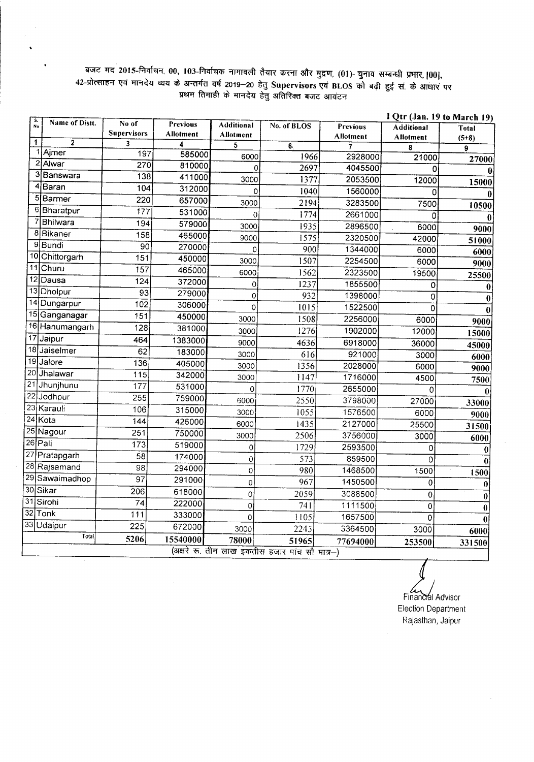बजट मद 2015-निर्वाचन, 00, 103-निर्वाचक नामावली तैयार करना और मुद्रण, (01)- चुनाव सम्बन्धी प्रभार, [00], 42-प्रोत्साहन एवं मानदेय व्यय के अन्तर्गत वर्ष 2019–20 हेतु Supervisors एवं BLOS को बढ़ी हुई सं. के आधारं पर प्रथम तिमाही के मानदेय हेतु अतिरिक्त बजट आवंटन

I Qtr (Jan. 19 to March 19)

| S. No | Name of Distt. | No of Supervisors | Previous Allotment | Additional Allotment | No. of BLOS | Previous Allotment | Additional Allotment | Total (5+8) |
|---|---|---|---|---|---|---|---|---|
| 1 | 2 | 3 | 4 | 5 | 6 | 7 | 8 | 9 |
| 1 | Ajmer | 197 | 585000 | 6000 | 1966 | 2928000 | 21000 | 27000 |
| 2 | Alwar | 270 | 810000 | 0 | 2697 | 4045500 | 0 | 0 |
| 3 | Banswara | 138 | 411000 | 3000 | 1377 | 2053500 | 12000 | 15000 |
| 4 | Baran | 104 | 312000 | 0 | 1040 | 1560000 | 0 | 0 |
| 5 | Barmer | 220 | 657000 | 3000 | 2194 | 3283500 | 7500 | 10500 |
| 6 | Bharatpur | 177 | 531000 | 0 | 1774 | 2661000 | 0 | 0 |
| 7 | Bhilwara | 194 | 579000 | 3000 | 1935 | 2896500 | 6000 | 9000 |
| 8 | Bikaner | 158 | 465000 | 9000 | 1575 | 2320500 | 42000 | 51000 |
| 9 | Bundi | 90 | 270000 | 0 | 900 | 1344000 | 6000 | 6000 |
| 10 | Chittorgarh | 151 | 450000 | 3000 | 1507 | 2254500 | 6000 | 9000 |
| 11 | Churu | 157 | 465000 | 6000 | 1562 | 2323500 | 19500 | 25500 |
| 12 | Dausa | 124 | 372000 | 0 | 1237 | 1855500 | 0 | 0 |
| 13 | Dholpur | 93 | 279000 | 0 | 932 | 1398000 | 0 | 0 |
| 14 | Dungarpur | 102 | 306000 | 0 | 1015 | 1522500 | 0 | 0 |
| 15 | Ganganagar | 151 | 450000 | 3000 | 1508 | 2256000 | 6000 | 9000 |
| 16 | Hanumangarh | 128 | 381000 | 3000 | 1276 | 1902000 | 12000 | 15000 |
| 17 | Jaipur | 464 | 1383000 | 9000 | 4636 | 6918000 | 36000 | 45000 |
| 18 | Jaiselmer | 62 | 183000 | 3000 | 616 | 921000 | 3000 | 6000 |
| 19 | Jalore | 136 | 405000 | 3000 | 1356 | 2028000 | 6000 | 9000 |
| 20 | Jhalawar | 115 | 342000 | 3000 | 1147 | 1716000 | 4500 | 7500 |
| 21 | Jhunjhunu | 177 | 531000 | 0 | 1770 | 2655000 | 0 | 0 |
| 22 | Jodhpur | 255 | 759000 | 6000 | 2550 | 3798000 | 27000 | 33000 |
| 23 | Karauli | 106 | 315000 | 3000 | 1055 | 1576500 | 6000 | 9000 |
| 24 | Kota | 144 | 426000 | 6000 | 1435 | 2127000 | 25500 | 31500 |
| 25 | Nagour | 251 | 750000 | 3000 | 2506 | 3756000 | 3000 | 6000 |
| 26 | Pali | 173 | 519000 | 0 | 1729 | 2593500 | 0 | 0 |
| 27 | Pratapgarh | 58 | 174000 | 0 | 573 | 859500 | 0 | 0 |
| 28 | Rajsamand | 98 | 294000 | 0 | 980 | 1468500 | 1500 | 1500 |
| 29 | Sawaimadhop | 97 | 291000 | 0 | 967 | 1450500 | 0 | 0 |
| 30 | Sikar | 206 | 618000 | 0 | 2059 | 3088500 | 0 | 0 |
| 31 | Sirohi | 74 | 222000 | 0 | 741 | 1111500 | 0 | 0 |
| 32 | Tonk | 111 | 333000 | 0 | 1105 | 1657500 | 0 | 0 |
| 33 | Udaipur | 225 | 672000 | 3000 | 2243 | 3364500 | 3000 | 6000 |
| | Total | 5206 | 15540000 | 78000 | 51965 | 77694000 | 253500 | 331500 |

(अक्षरे रू. तीन लाख इकतीस हजार पांच सौ मात्र–)

Financial Advisor
Election Department
Rajasthan, Jaipur